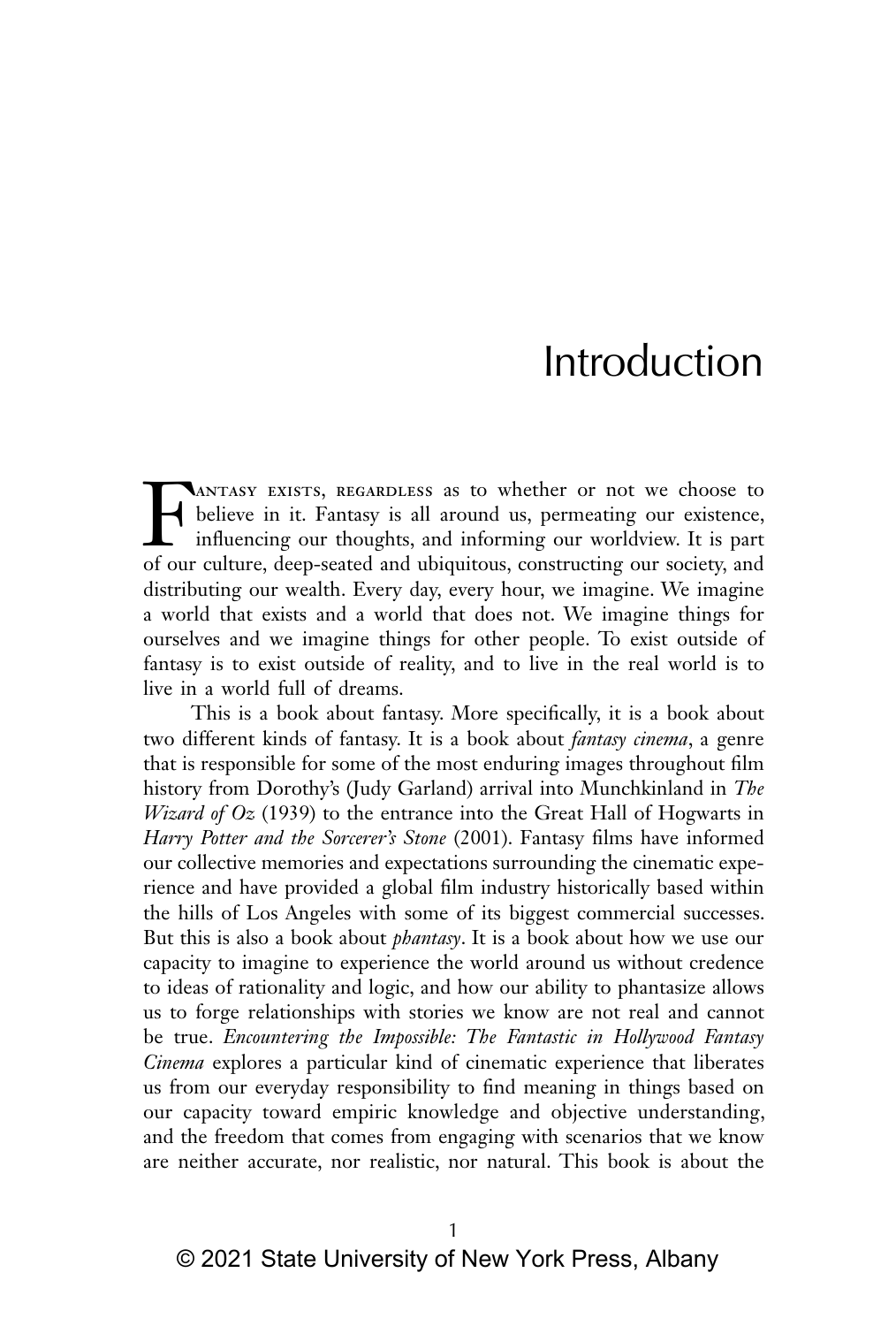# Introduction

Fantasy exists, regardless as to whether or not we choose to believe in it. Fantasy is all around us, permeating our existence, influencing our thoughts, and informing our worldview. It is part of our culture, deep-seated and ubiquitous, constructing our society, and distributing our wealth. Every day, every hour, we imagine. We imagine a world that exists and a world that does not. We imagine things for ourselves and we imagine things for other people. To exist outside of fantasy is to exist outside of reality, and to live in the real world is to live in a world full of dreams.

This is a book about fantasy. More specifically, it is a book about two different kinds of fantasy. It is a book about *fantasy cinema*, a genre that is responsible for some of the most enduring images throughout film history from Dorothy's (Judy Garland) arrival into Munchkinland in *The Wizard of Oz* (1939) to the entrance into the Great Hall of Hogwarts in *Harry Potter and the Sorcerer's Stone* (2001). Fantasy films have informed our collective memories and expectations surrounding the cinematic experience and have provided a global film industry historically based within the hills of Los Angeles with some of its biggest commercial successes. But this is also a book about *phantasy*. It is a book about how we use our capacity to imagine to experience the world around us without credence to ideas of rationality and logic, and how our ability to phantasize allows us to forge relationships with stories we know are not real and cannot be true. *Encountering the Impossible: The Fantastic in Hollywood Fantasy Cinema* explores a particular kind of cinematic experience that liberates us from our everyday responsibility to find meaning in things based on our capacity toward empiric knowledge and objective understanding, and the freedom that comes from engaging with scenarios that we know are neither accurate, nor realistic, nor natural. This book is about the

© 2021 State University of New York Press, Albany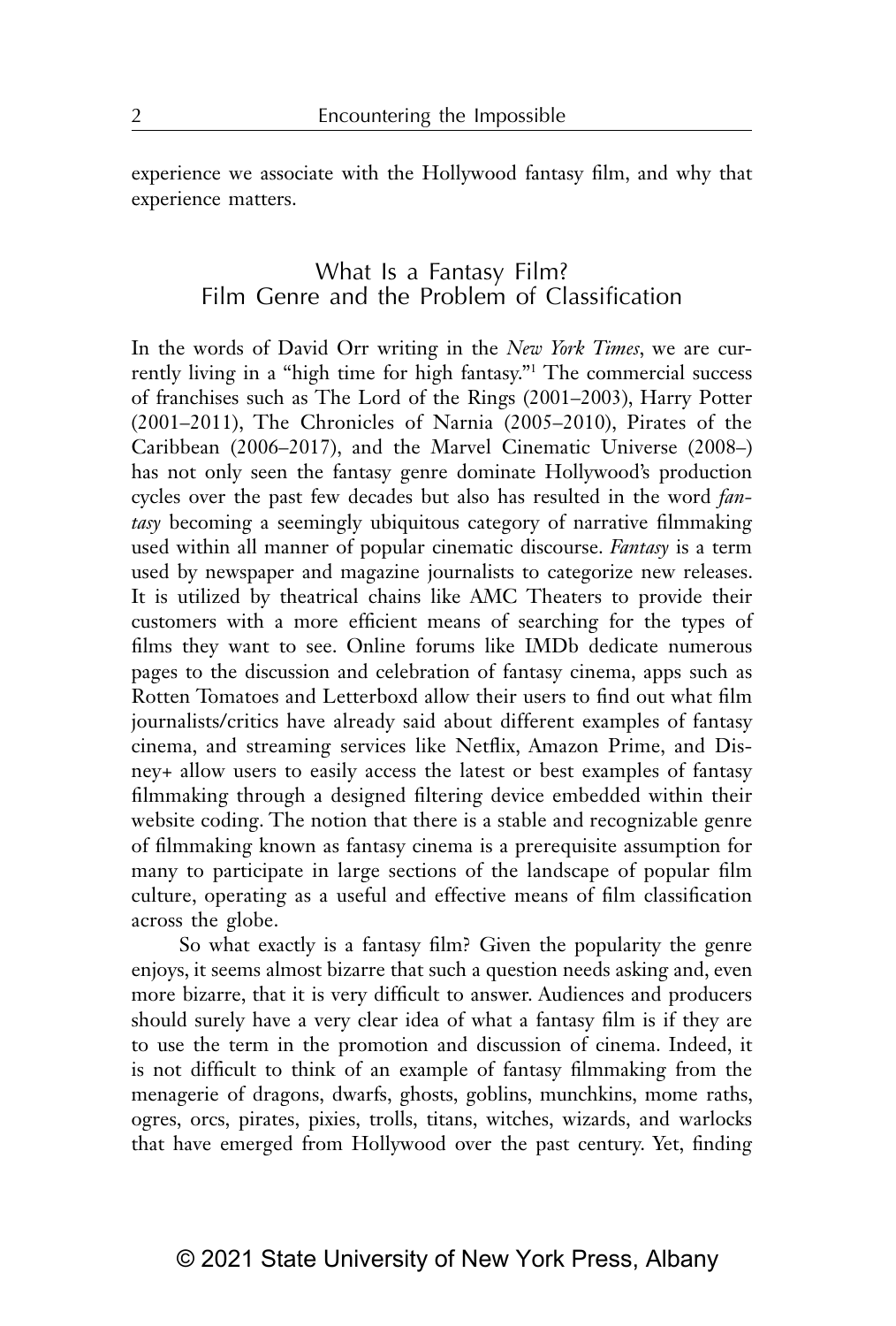experience we associate with the Hollywood fantasy film, and why that experience matters.

## What Is a Fantasy Film? Film Genre and the Problem of Classification

In the words of David Orr writing in the *New York Times*, we are currently living in a "high time for high fantasy."[1] The commercial success of franchises such as The Lord of the Rings (2001–2003), Harry Potter (2001–2011), The Chronicles of Narnia (2005–2010), Pirates of the Caribbean (2006–2017), and the Marvel Cinematic Universe (2008–) has not only seen the fantasy genre dominate Hollywood's production cycles over the past few decades but also has resulted in the word *fantasy* becoming a seemingly ubiquitous category of narrative filmmaking used within all manner of popular cinematic discourse. *Fantasy* is a term used by newspaper and magazine journalists to categorize new releases. It is utilized by theatrical chains like AMC Theaters to provide their customers with a more efficient means of searching for the types of films they want to see. Online forums like IMDb dedicate numerous pages to the discussion and celebration of fantasy cinema, apps such as Rotten Tomatoes and Letterboxd allow their users to find out what film journalists/critics have already said about different examples of fantasy cinema, and streaming services like Netflix, Amazon Prime, and Disney+ allow users to easily access the latest or best examples of fantasy filmmaking through a designed filtering device embedded within their website coding. The notion that there is a stable and recognizable genre of filmmaking known as fantasy cinema is a prerequisite assumption for many to participate in large sections of the landscape of popular film culture, operating as a useful and effective means of film classification across the globe.

So what exactly is a fantasy film? Given the popularity the genre enjoys, it seems almost bizarre that such a question needs asking and, even more bizarre, that it is very difficult to answer. Audiences and producers should surely have a very clear idea of what a fantasy film is if they are to use the term in the promotion and discussion of cinema. Indeed, it is not difficult to think of an example of fantasy filmmaking from the menagerie of dragons, dwarfs, ghosts, goblins, munchkins, mome raths, ogres, orcs, pirates, pixies, trolls, titans, witches, wizards, and warlocks that have emerged from Hollywood over the past century. Yet, finding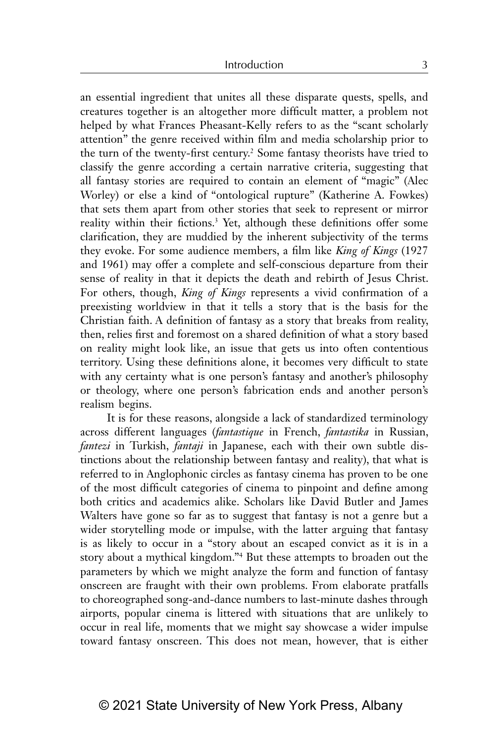an essential ingredient that unites all these disparate quests, spells, and creatures together is an altogether more difficult matter, a problem not helped by what Frances Pheasant-Kelly refers to as the "scant scholarly attention" the genre received within film and media scholarship prior to the turn of the twenty-first century.[2] Some fantasy theorists have tried to classify the genre according a certain narrative criteria, suggesting that all fantasy stories are required to contain an element of "magic" (Alec Worley) or else a kind of "ontological rupture" (Katherine A. Fowkes) that sets them apart from other stories that seek to represent or mirror reality within their fictions.[3] Yet, although these definitions offer some clarification, they are muddied by the inherent subjectivity of the terms they evoke. For some audience members, a film like *King of Kings* (1927 and 1961) may offer a complete and self-conscious departure from their sense of reality in that it depicts the death and rebirth of Jesus Christ. For others, though, *King of Kings* represents a vivid confirmation of a preexisting worldview in that it tells a story that is the basis for the Christian faith. A definition of fantasy as a story that breaks from reality, then, relies first and foremost on a shared definition of what a story based on reality might look like, an issue that gets us into often contentious territory. Using these definitions alone, it becomes very difficult to state with any certainty what is one person's fantasy and another's philosophy or theology, where one person's fabrication ends and another person's realism begins.

It is for these reasons, alongside a lack of standardized terminology across different languages (*fantastique* in French, *fantastika* in Russian, *fantezi* in Turkish, *fantaji* in Japanese, each with their own subtle distinctions about the relationship between fantasy and reality), that what is referred to in Anglophonic circles as fantasy cinema has proven to be one of the most difficult categories of cinema to pinpoint and define among both critics and academics alike. Scholars like David Butler and James Walters have gone so far as to suggest that fantasy is not a genre but a wider storytelling mode or impulse, with the latter arguing that fantasy is as likely to occur in a "story about an escaped convict as it is in a story about a mythical kingdom."[4] But these attempts to broaden out the parameters by which we might analyze the form and function of fantasy onscreen are fraught with their own problems. From elaborate pratfalls to choreographed song-and-dance numbers to last-minute dashes through airports, popular cinema is littered with situations that are unlikely to occur in real life, moments that we might say showcase a wider impulse toward fantasy onscreen. This does not mean, however, that is either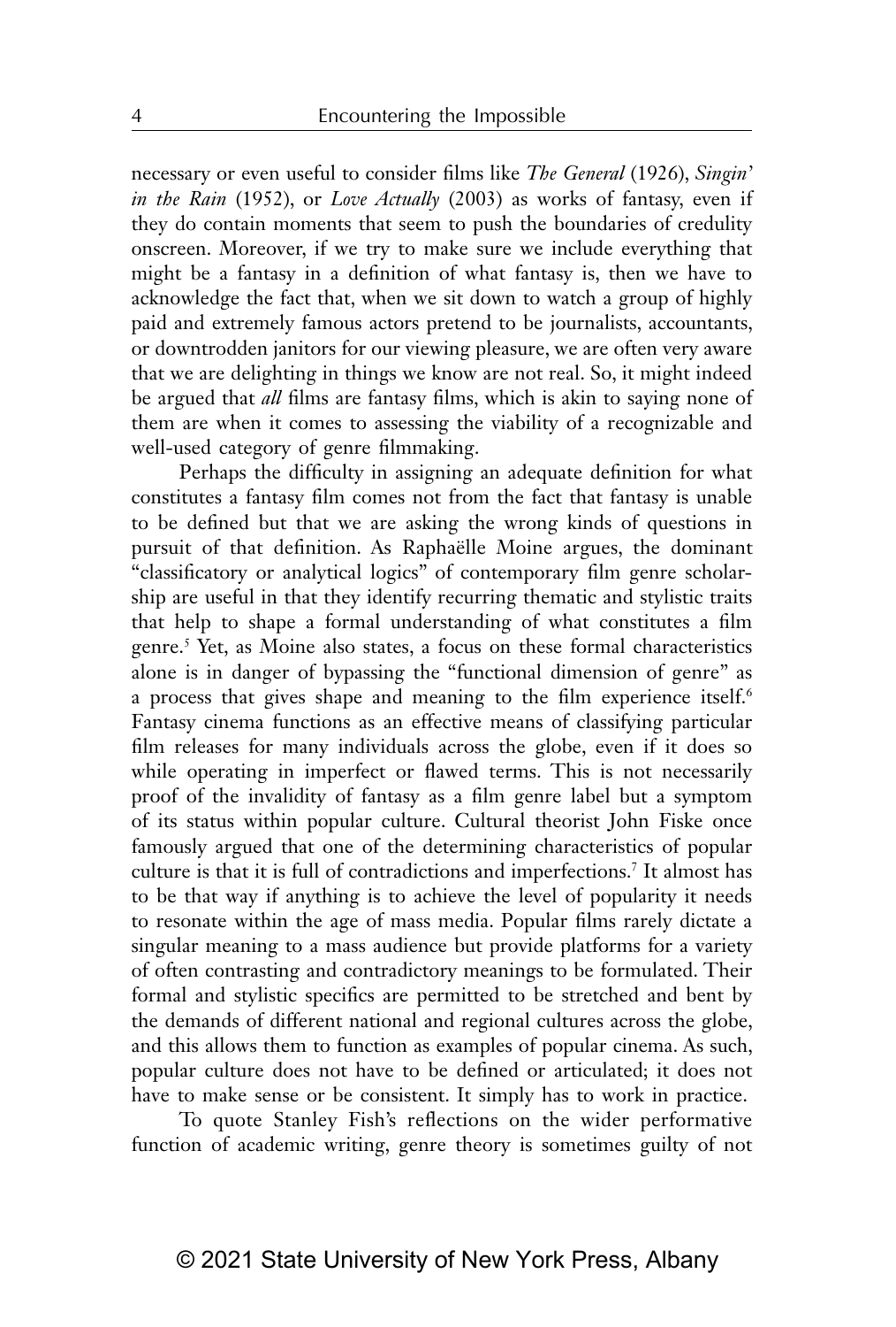necessary or even useful to consider films like *The General* (1926), *Singin' in the Rain* (1952), or *Love Actually* (2003) as works of fantasy, even if they do contain moments that seem to push the boundaries of credulity onscreen. Moreover, if we try to make sure we include everything that might be a fantasy in a definition of what fantasy is, then we have to acknowledge the fact that, when we sit down to watch a group of highly paid and extremely famous actors pretend to be journalists, accountants, or downtrodden janitors for our viewing pleasure, we are often very aware that we are delighting in things we know are not real. So, it might indeed be argued that *all* films are fantasy films, which is akin to saying none of them are when it comes to assessing the viability of a recognizable and well-used category of genre filmmaking.

Perhaps the difficulty in assigning an adequate definition for what constitutes a fantasy film comes not from the fact that fantasy is unable to be defined but that we are asking the wrong kinds of questions in pursuit of that definition. As Raphaëlle Moine argues, the dominant "classificatory or analytical logics" of contemporary film genre scholarship are useful in that they identify recurring thematic and stylistic traits that help to shape a formal understanding of what constitutes a film genre.[5] Yet, as Moine also states, a focus on these formal characteristics alone is in danger of bypassing the "functional dimension of genre" as a process that gives shape and meaning to the film experience itself.[6] Fantasy cinema functions as an effective means of classifying particular film releases for many individuals across the globe, even if it does so while operating in imperfect or flawed terms. This is not necessarily proof of the invalidity of fantasy as a film genre label but a symptom of its status within popular culture. Cultural theorist John Fiske once famously argued that one of the determining characteristics of popular culture is that it is full of contradictions and imperfections.[7] It almost has to be that way if anything is to achieve the level of popularity it needs to resonate within the age of mass media. Popular films rarely dictate a singular meaning to a mass audience but provide platforms for a variety of often contrasting and contradictory meanings to be formulated. Their formal and stylistic specifics are permitted to be stretched and bent by the demands of different national and regional cultures across the globe, and this allows them to function as examples of popular cinema. As such, popular culture does not have to be defined or articulated; it does not have to make sense or be consistent. It simply has to work in practice.

To quote Stanley Fish's reflections on the wider performative function of academic writing, genre theory is sometimes guilty of not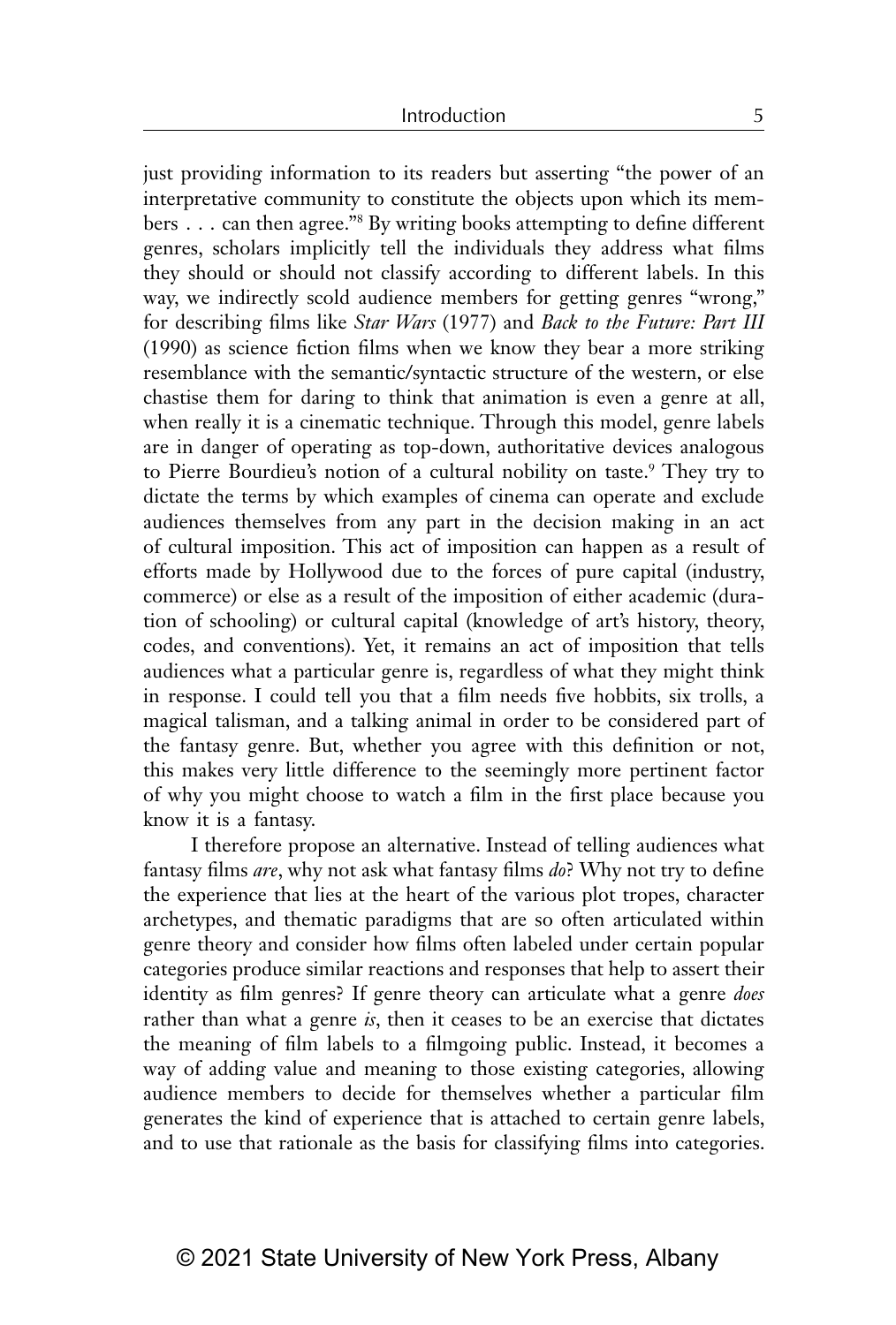just providing information to its readers but asserting "the power of an interpretative community to constitute the objects upon which its members . . . can then agree."[8] By writing books attempting to define different genres, scholars implicitly tell the individuals they address what films they should or should not classify according to different labels. In this way, we indirectly scold audience members for getting genres "wrong," for describing films like *Star Wars* (1977) and *Back to the Future: Part III* (1990) as science fiction films when we know they bear a more striking resemblance with the semantic/syntactic structure of the western, or else chastise them for daring to think that animation is even a genre at all, when really it is a cinematic technique. Through this model, genre labels are in danger of operating as top-down, authoritative devices analogous to Pierre Bourdieu's notion of a cultural nobility on taste.[9] They try to dictate the terms by which examples of cinema can operate and exclude audiences themselves from any part in the decision making in an act of cultural imposition. This act of imposition can happen as a result of efforts made by Hollywood due to the forces of pure capital (industry, commerce) or else as a result of the imposition of either academic (duration of schooling) or cultural capital (knowledge of art's history, theory, codes, and conventions). Yet, it remains an act of imposition that tells audiences what a particular genre is, regardless of what they might think in response. I could tell you that a film needs five hobbits, six trolls, a magical talisman, and a talking animal in order to be considered part of the fantasy genre. But, whether you agree with this definition or not, this makes very little difference to the seemingly more pertinent factor of why you might choose to watch a film in the first place because you know it is a fantasy.

I therefore propose an alternative. Instead of telling audiences what fantasy films *are*, why not ask what fantasy films *do*? Why not try to define the experience that lies at the heart of the various plot tropes, character archetypes, and thematic paradigms that are so often articulated within genre theory and consider how films often labeled under certain popular categories produce similar reactions and responses that help to assert their identity as film genres? If genre theory can articulate what a genre *does* rather than what a genre *is*, then it ceases to be an exercise that dictates the meaning of film labels to a filmgoing public. Instead, it becomes a way of adding value and meaning to those existing categories, allowing audience members to decide for themselves whether a particular film generates the kind of experience that is attached to certain genre labels, and to use that rationale as the basis for classifying films into categories.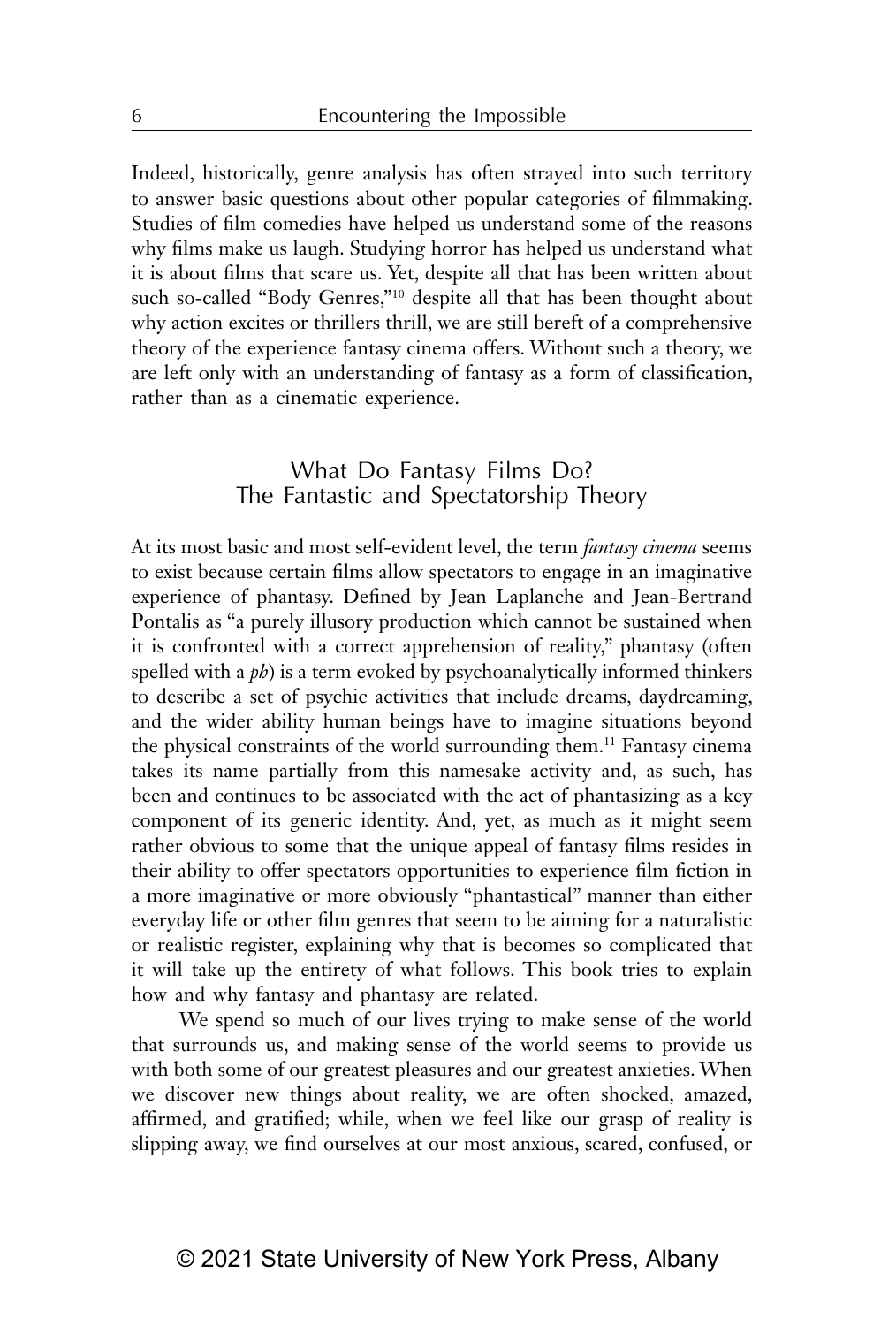Indeed, historically, genre analysis has often strayed into such territory to answer basic questions about other popular categories of filmmaking. Studies of film comedies have helped us understand some of the reasons why films make us laugh. Studying horror has helped us understand what it is about films that scare us. Yet, despite all that has been written about such so-called "Body Genres,"[10] despite all that has been thought about why action excites or thrillers thrill, we are still bereft of a comprehensive theory of the experience fantasy cinema offers. Without such a theory, we are left only with an understanding of fantasy as a form of classification, rather than as a cinematic experience.

## What Do Fantasy Films Do? The Fantastic and Spectatorship Theory

At its most basic and most self-evident level, the term *fantasy cinema* seems to exist because certain films allow spectators to engage in an imaginative experience of phantasy. Defined by Jean Laplanche and Jean-Bertrand Pontalis as "a purely illusory production which cannot be sustained when it is confronted with a correct apprehension of reality," phantasy (often spelled with a *ph*) is a term evoked by psychoanalytically informed thinkers to describe a set of psychic activities that include dreams, daydreaming, and the wider ability human beings have to imagine situations beyond the physical constraints of the world surrounding them.[11] Fantasy cinema takes its name partially from this namesake activity and, as such, has been and continues to be associated with the act of phantasizing as a key component of its generic identity. And, yet, as much as it might seem rather obvious to some that the unique appeal of fantasy films resides in their ability to offer spectators opportunities to experience film fiction in a more imaginative or more obviously "phantastical" manner than either everyday life or other film genres that seem to be aiming for a naturalistic or realistic register, explaining why that is becomes so complicated that it will take up the entirety of what follows. This book tries to explain how and why fantasy and phantasy are related.

We spend so much of our lives trying to make sense of the world that surrounds us, and making sense of the world seems to provide us with both some of our greatest pleasures and our greatest anxieties. When we discover new things about reality, we are often shocked, amazed, affirmed, and gratified; while, when we feel like our grasp of reality is slipping away, we find ourselves at our most anxious, scared, confused, or

© 2021 State University of New York Press, Albany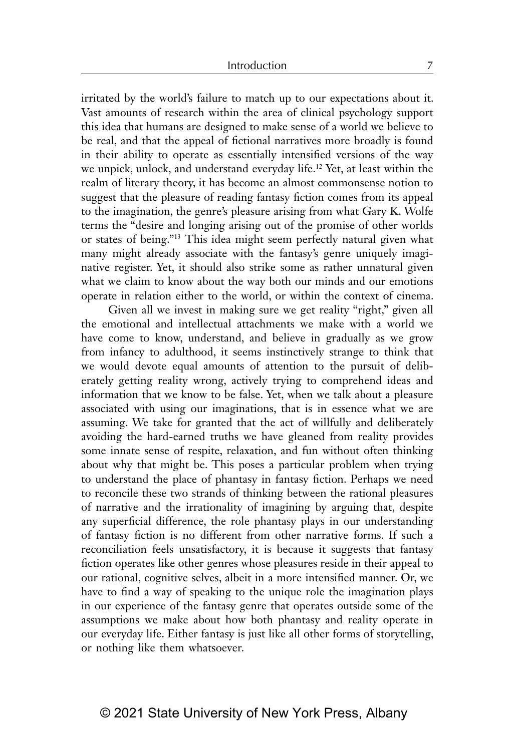irritated by the world's failure to match up to our expectations about it. Vast amounts of research within the area of clinical psychology support this idea that humans are designed to make sense of a world we believe to be real, and that the appeal of fictional narratives more broadly is found in their ability to operate as essentially intensified versions of the way we unpick, unlock, and understand everyday life.[12] Yet, at least within the realm of literary theory, it has become an almost commonsense notion to suggest that the pleasure of reading fantasy fiction comes from its appeal to the imagination, the genre's pleasure arising from what Gary K. Wolfe terms the "desire and longing arising out of the promise of other worlds or states of being."[13] This idea might seem perfectly natural given what many might already associate with the fantasy's genre uniquely imaginative register. Yet, it should also strike some as rather unnatural given what we claim to know about the way both our minds and our emotions operate in relation either to the world, or within the context of cinema.

Given all we invest in making sure we get reality "right," given all the emotional and intellectual attachments we make with a world we have come to know, understand, and believe in gradually as we grow from infancy to adulthood, it seems instinctively strange to think that we would devote equal amounts of attention to the pursuit of deliberately getting reality wrong, actively trying to comprehend ideas and information that we know to be false. Yet, when we talk about a pleasure associated with using our imaginations, that is in essence what we are assuming. We take for granted that the act of willfully and deliberately avoiding the hard-earned truths we have gleaned from reality provides some innate sense of respite, relaxation, and fun without often thinking about why that might be. This poses a particular problem when trying to understand the place of phantasy in fantasy fiction. Perhaps we need to reconcile these two strands of thinking between the rational pleasures of narrative and the irrationality of imagining by arguing that, despite any superficial difference, the role phantasy plays in our understanding of fantasy fiction is no different from other narrative forms. If such a reconciliation feels unsatisfactory, it is because it suggests that fantasy fiction operates like other genres whose pleasures reside in their appeal to our rational, cognitive selves, albeit in a more intensified manner. Or, we have to find a way of speaking to the unique role the imagination plays in our experience of the fantasy genre that operates outside some of the assumptions we make about how both phantasy and reality operate in our everyday life. Either fantasy is just like all other forms of storytelling, or nothing like them whatsoever.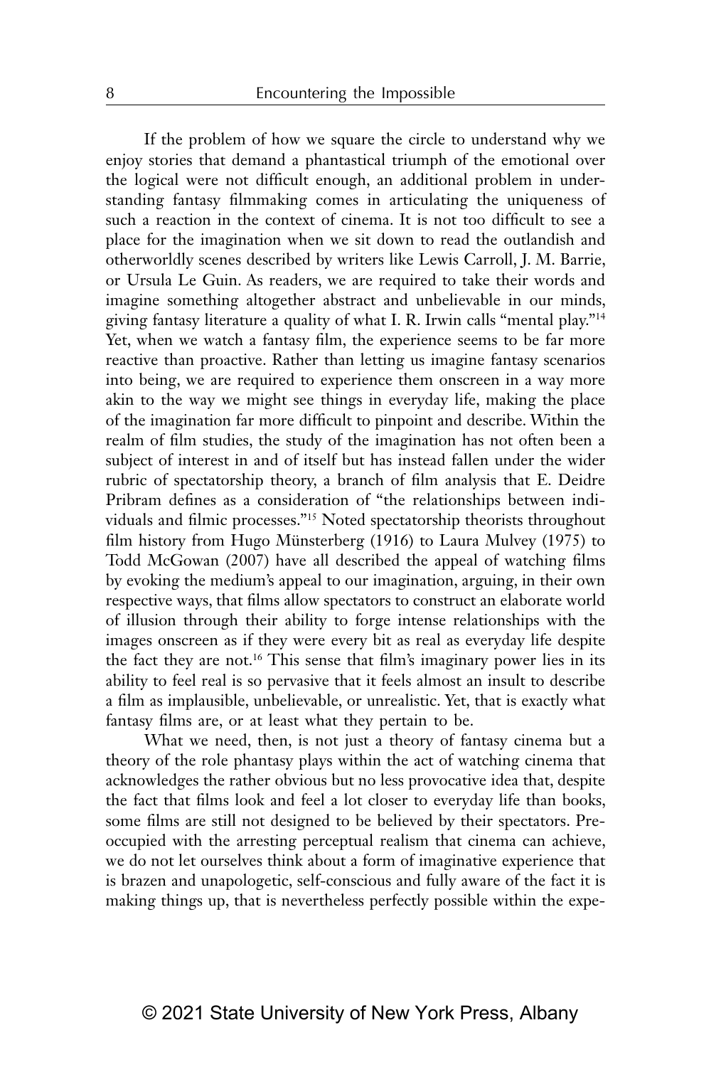If the problem of how we square the circle to understand why we enjoy stories that demand a phantastical triumph of the emotional over the logical were not difficult enough, an additional problem in understanding fantasy filmmaking comes in articulating the uniqueness of such a reaction in the context of cinema. It is not too difficult to see a place for the imagination when we sit down to read the outlandish and otherworldly scenes described by writers like Lewis Carroll, J. M. Barrie, or Ursula Le Guin. As readers, we are required to take their words and imagine something altogether abstract and unbelievable in our minds, giving fantasy literature a quality of what I. R. Irwin calls "mental play."[14] Yet, when we watch a fantasy film, the experience seems to be far more reactive than proactive. Rather than letting us imagine fantasy scenarios into being, we are required to experience them onscreen in a way more akin to the way we might see things in everyday life, making the place of the imagination far more difficult to pinpoint and describe. Within the realm of film studies, the study of the imagination has not often been a subject of interest in and of itself but has instead fallen under the wider rubric of spectatorship theory, a branch of film analysis that E. Deidre Pribram defines as a consideration of "the relationships between individuals and filmic processes."[15] Noted spectatorship theorists throughout film history from Hugo Münsterberg (1916) to Laura Mulvey (1975) to Todd McGowan (2007) have all described the appeal of watching films by evoking the medium's appeal to our imagination, arguing, in their own respective ways, that films allow spectators to construct an elaborate world of illusion through their ability to forge intense relationships with the images onscreen as if they were every bit as real as everyday life despite the fact they are not.[16] This sense that film's imaginary power lies in its ability to feel real is so pervasive that it feels almost an insult to describe a film as implausible, unbelievable, or unrealistic. Yet, that is exactly what fantasy films are, or at least what they pertain to be.

What we need, then, is not just a theory of fantasy cinema but a theory of the role phantasy plays within the act of watching cinema that acknowledges the rather obvious but no less provocative idea that, despite the fact that films look and feel a lot closer to everyday life than books, some films are still not designed to be believed by their spectators. Preoccupied with the arresting perceptual realism that cinema can achieve, we do not let ourselves think about a form of imaginative experience that is brazen and unapologetic, self-conscious and fully aware of the fact it is making things up, that is nevertheless perfectly possible within the expe-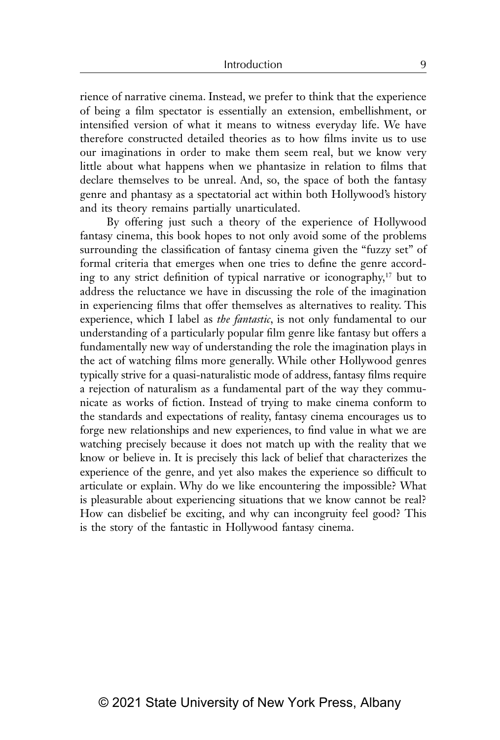rience of narrative cinema. Instead, we prefer to think that the experience of being a film spectator is essentially an extension, embellishment, or intensified version of what it means to witness everyday life. We have therefore constructed detailed theories as to how films invite us to use our imaginations in order to make them seem real, but we know very little about what happens when we phantasize in relation to films that declare themselves to be unreal. And, so, the space of both the fantasy genre and phantasy as a spectatorial act within both Hollywood's history and its theory remains partially unarticulated.

By offering just such a theory of the experience of Hollywood fantasy cinema, this book hopes to not only avoid some of the problems surrounding the classification of fantasy cinema given the "fuzzy set" of formal criteria that emerges when one tries to define the genre according to any strict definition of typical narrative or iconography,[17] but to address the reluctance we have in discussing the role of the imagination in experiencing films that offer themselves as alternatives to reality. This experience, which I label as *the fantastic*, is not only fundamental to our understanding of a particularly popular film genre like fantasy but offers a fundamentally new way of understanding the role the imagination plays in the act of watching films more generally. While other Hollywood genres typically strive for a quasi-naturalistic mode of address, fantasy films require a rejection of naturalism as a fundamental part of the way they communicate as works of fiction. Instead of trying to make cinema conform to the standards and expectations of reality, fantasy cinema encourages us to forge new relationships and new experiences, to find value in what we are watching precisely because it does not match up with the reality that we know or believe in. It is precisely this lack of belief that characterizes the experience of the genre, and yet also makes the experience so difficult to articulate or explain. Why do we like encountering the impossible? What is pleasurable about experiencing situations that we know cannot be real? How can disbelief be exciting, and why can incongruity feel good? This is the story of the fantastic in Hollywood fantasy cinema.

© 2021 State University of New York Press, Albany